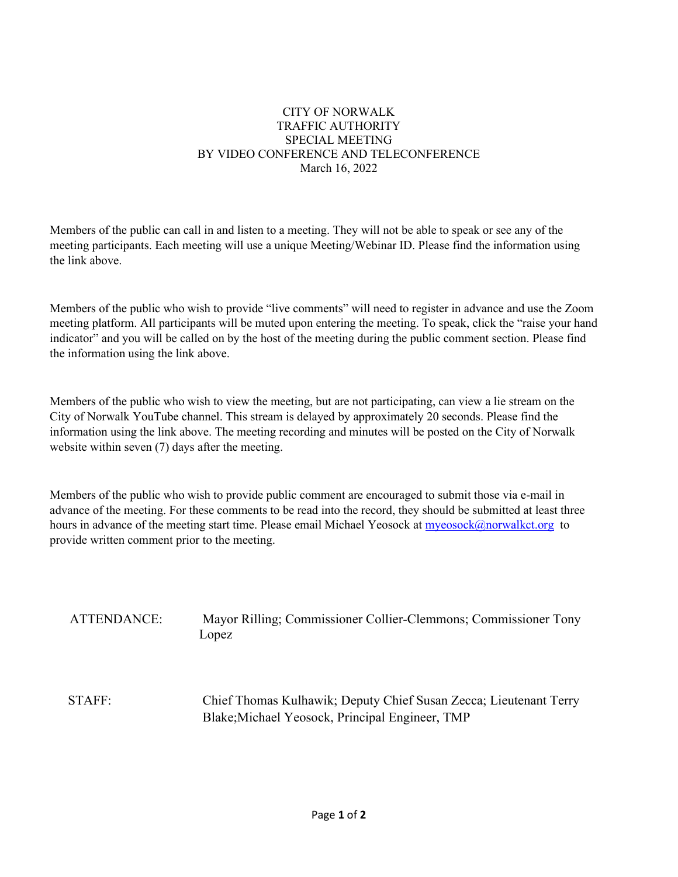# CITY OF NORWALK
# TRAFFIC AUTHORITY
# SPECIAL MEETING
# BY VIDEO CONFERENCE AND TELECONFERENCE
March 16, 2022

Members of the public can call in and listen to a meeting. They will not be able to speak or see any of the meeting participants. Each meeting will use a unique Meeting/Webinar ID. Please find the information using the link above.

Members of the public who wish to provide "live comments" will need to register in advance and use the Zoom meeting platform. All participants will be muted upon entering the meeting. To speak, click the "raise your hand indicator" and you will be called on by the host of the meeting during the public comment section. Please find the information using the link above.

Members of the public who wish to view the meeting, but are not participating, can view a lie stream on the City of Norwalk YouTube channel. This stream is delayed by approximately 20 seconds. Please find the information using the link above. The meeting recording and minutes will be posted on the City of Norwalk website within seven (7) days after the meeting.

Members of the public who wish to provide public comment are encouraged to submit those via e-mail in advance of the meeting. For these comments to be read into the record, they should be submitted at least three hours in advance of the meeting start time. Please email Michael Yeosock at myeosock@norwalkct.org to provide written comment prior to the meeting.

ATTENDANCE: Mayor Rilling; Commissioner Collier-Clemmons; Commissioner Tony Lopez

STAFF: Chief Thomas Kulhawik; Deputy Chief Susan Zecca; Lieutenant Terry Blake;Michael Yeosock, Principal Engineer, TMP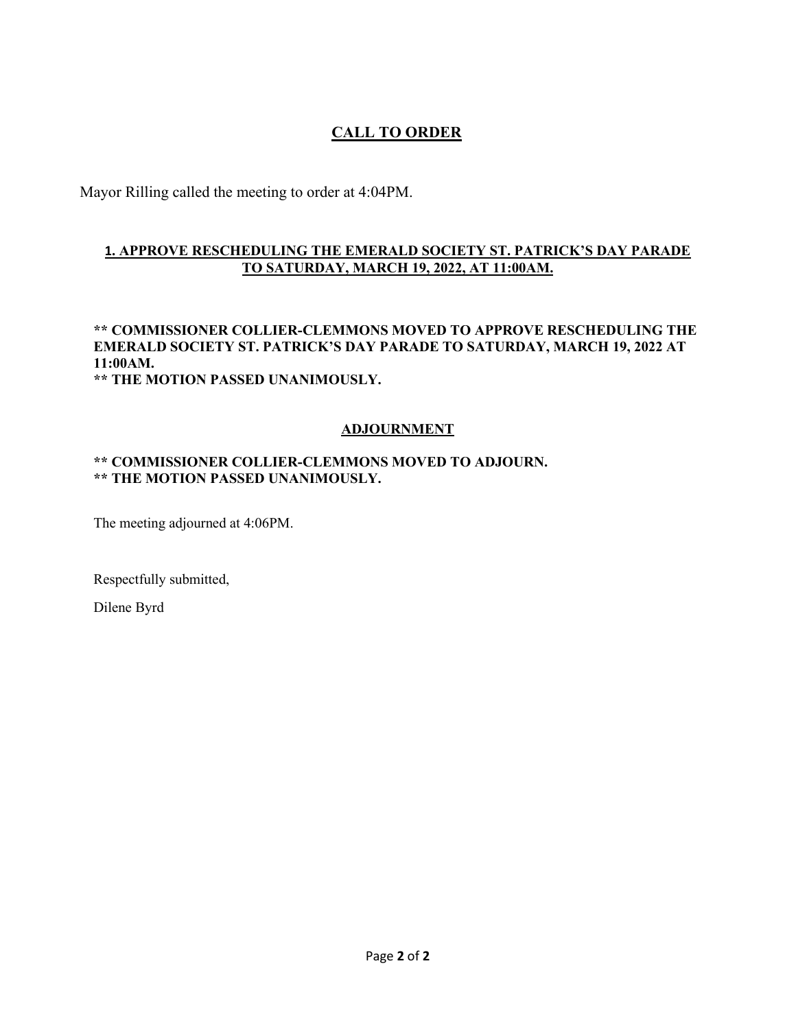## CALL TO ORDER

Mayor Rilling called the meeting to order at 4:04PM.

### 1. APPROVE RESCHEDULING THE EMERALD SOCIETY ST. PATRICK'S DAY PARADE TO SATURDAY, MARCH 19, 2022, AT 11:00AM.

**** COMMISSIONER COLLIER-CLEMMONS MOVED TO APPROVE RESCHEDULING THE EMERALD SOCIETY ST. PATRICK'S DAY PARADE TO SATURDAY, MARCH 19, 2022 AT 11:00AM.**
**** THE MOTION PASSED UNANIMOUSLY.**

## ADJOURNMENT

**** COMMISSIONER COLLIER-CLEMMONS MOVED TO ADJOURN.**
**** THE MOTION PASSED UNANIMOUSLY.**

The meeting adjourned at 4:06PM.

Respectfully submitted,

Dilene Byrd